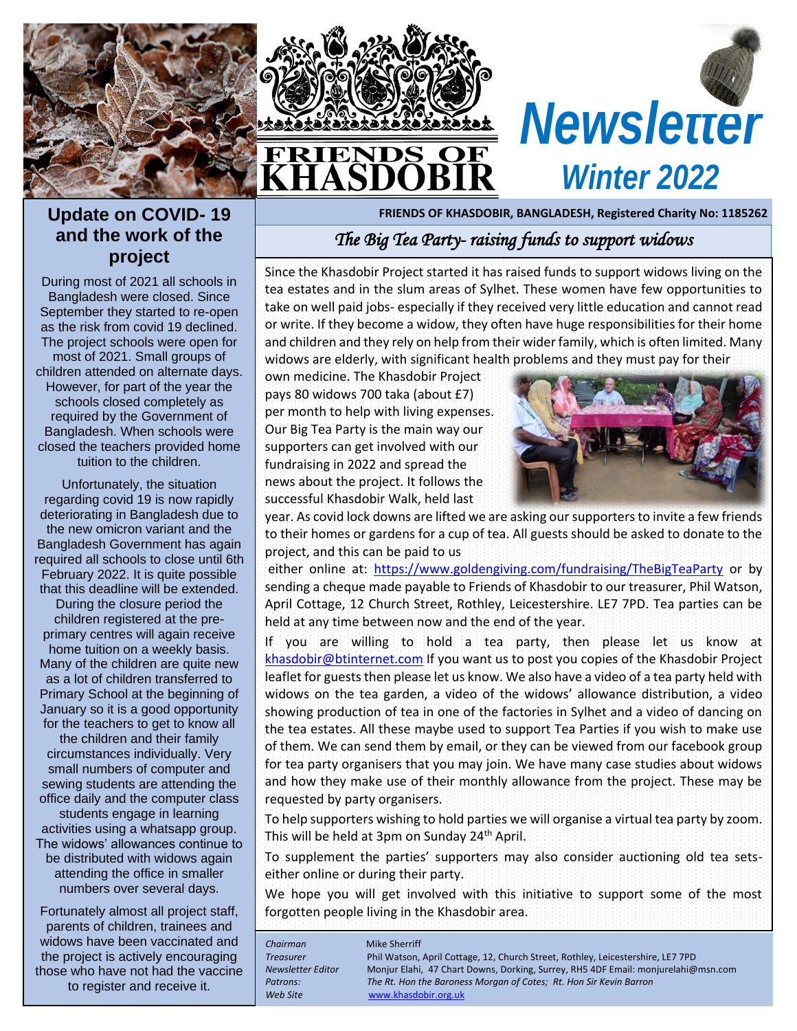# FRIENDS OF KHASDOBIR

# Newsletter

## Winter 2022

**FRIENDS OF KHASDOBIR, BANGLADESH, Registered Charity No: 1185262**

## The Big Tea Party- raising funds to support widows

Since the Khasdobir Project started it has raised funds to support widows living on the tea estates and in the slum areas of Sylhet. These women have few opportunities to take on well paid jobs- especially if they received very little education and cannot read or write. If they become a widow, they often have huge responsibilities for their home and children and they rely on help from their wider family, which is often limited. Many widows are elderly, with significant health problems and they must pay for their own medicine. The Khasdobir Project pays 80 widows 700 taka (about £7) per month to help with living expenses. Our Big Tea Party is the main way our supporters can get involved with our fundraising in 2022 and spread the news about the project. It follows the successful Khasdobir Walk, held last year. As covid lock downs are lifted we are asking our supporters to invite a few friends to their homes or gardens for a cup of tea. All guests should be asked to donate to the project, and this can be paid to us either online at: https://www.goldengiving.com/fundraising/TheBigTeaParty or by sending a cheque made payable to Friends of Khasdobir to our treasurer, Phil Watson, April Cottage, 12 Church Street, Rothley, Leicestershire. LE7 7PD. Tea parties can be held at any time between now and the end of the year.

If you are willing to hold a tea party, then please let us know at khasdobir@btinternet.com If you want us to post you copies of the Khasdobir Project leaflet for guests then please let us know. We also have a video of a tea party held with widows on the tea garden, a video of the widows' allowance distribution, a video showing production of tea in one of the factories in Sylhet and a video of dancing on the tea estates. All these maybe used to support Tea Parties if you wish to make use of them. We can send them by email, or they can be viewed from our facebook group for tea party organisers that you may join. We have many case studies about widows and how they make use of their monthly allowance from the project. These may be requested by party organisers.

To help supporters wishing to hold parties we will organise a virtual tea party by zoom. This will be held at 3pm on Sunday 24th April.

To supplement the parties' supporters may also consider auctioning old tea sets- either online or during their party.

We hope you will get involved with this initiative to support some of the most forgotten people living in the Khasdobir area.

## Update on COVID- 19 and the work of the project

During most of 2021 all schools in Bangladesh were closed. Since September they started to re-open as the risk from covid 19 declined. The project schools were open for most of 2021. Small groups of children attended on alternate days. However, for part of the year the schools closed completely as required by the Government of Bangladesh. When schools were closed the teachers provided home tuition to the children.

Unfortunately, the situation regarding covid 19 is now rapidly deteriorating in Bangladesh due to the new omicron variant and the Bangladesh Government has again required all schools to close until 6th February 2022. It is quite possible that this deadline will be extended. During the closure period the children registered at the pre-primary centres will again receive home tuition on a weekly basis. Many of the children are quite new as a lot of children transferred to Primary School at the beginning of January so it is a good opportunity for the teachers to get to know all the children and their family circumstances individually. Very small numbers of computer and sewing students are attending the office daily and the computer class students engage in learning activities using a whatsapp group. The widows' allowances continue to be distributed with widows again attending the office in smaller numbers over several days.

Fortunately almost all project staff, parents of children, trainees and widows have been vaccinated and the project is actively encouraging those who have not had the vaccine to register and receive it.

| | |
|---|---|
| *Chairman* | Mike Sherriff |
| *Treasurer* | Phil Watson, April Cottage, 12, Church Street, Rothley, Leicestershire, LE7 7PD |
| *Newsletter Editor* | Monjur Elahi, 47 Chart Downs, Dorking, Surrey, RH5 4DF Email: monjurelahi@msn.com |
| *Patrons:* | *The Rt. Hon the Baroness Morgan of Cotes; Rt. Hon Sir Kevin Barron* |
| *Web Site* | www.khasdobir.org.uk |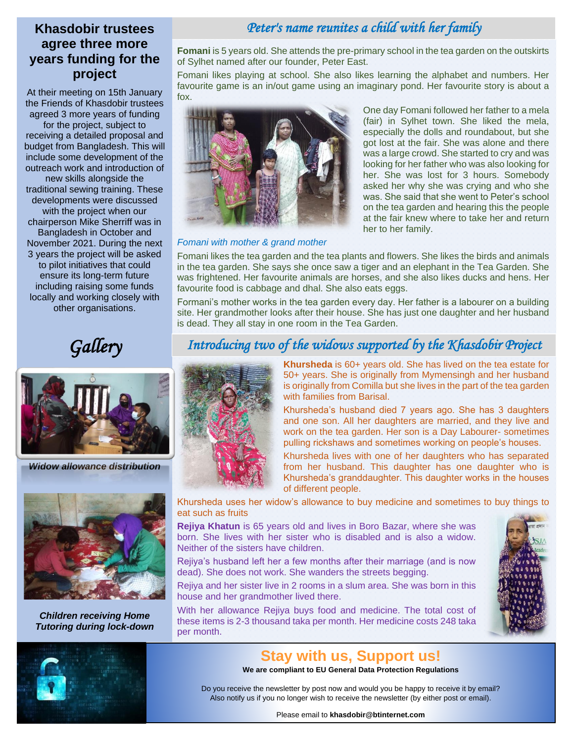## Khasdobir trustees agree three more years funding for the project

At their meeting on 15th January the Friends of Khasdobir trustees agreed 3 more years of funding for the project, subject to receiving a detailed proposal and budget from Bangladesh. This will include some development of the outreach work and introduction of new skills alongside the traditional sewing training. These developments were discussed with the project when our chairperson Mike Sherriff was in Bangladesh in October and November 2021. During the next 3 years the project will be asked to pilot initiatives that could ensure its long-term future including raising some funds locally and working closely with other organisations.

## Gallery

*Widow allowance distribution*

*Children receiving Home Tutoring during lock-down*

## *Peter's name reunites a child with her family*

**Fomani** is 5 years old. She attends the pre-primary school in the tea garden on the outskirts of Sylhet named after our founder, Peter East.

Fomani likes playing at school. She also likes learning the alphabet and numbers. Her favourite game is an in/out game using an imaginary pond. Her favourite story is about a fox.

One day Fomani followed her father to a mela (fair) in Sylhet town. She liked the mela, especially the dolls and roundabout, but she got lost at the fair. She was alone and there was a large crowd. She started to cry and was looking for her father who was also looking for her. She was lost for 3 hours. Somebody asked her why she was crying and who she was. She said that she went to Peter's school on the tea garden and hearing this the people at the fair knew where to take her and return her to her family.

*Fomani with mother & grand mother*

Fomani likes the tea garden and the tea plants and flowers. She likes the birds and animals in the tea garden. She says she once saw a tiger and an elephant in the Tea Garden. She was frightened. Her favourite animals are horses, and she also likes ducks and hens. Her favourite food is cabbage and dhal. She also eats eggs.

Formani's mother works in the tea garden every day. Her father is a labourer on a building site. Her grandmother looks after their house. She has just one daughter and her husband is dead. They all stay in one room in the Tea Garden.

## *Introducing two of the widows supported by the Khasdobir Project*

**Khursheda** is 60+ years old. She has lived on the tea estate for 50+ years. She is originally from Mymensingh and her husband is originally from Comilla but she lives in the part of the tea garden with families from Barisal.

Khursheda's husband died 7 years ago. She has 3 daughters and one son. All her daughters are married, and they live and work on the tea garden. Her son is a Day Labourer- sometimes pulling rickshaws and sometimes working on people's houses.

Khursheda lives with one of her daughters who has separated from her husband. This daughter has one daughter who is Khursheda's granddaughter. This daughter works in the houses of different people.

Khursheda uses her widow's allowance to buy medicine and sometimes to buy things to eat such as fruits

**Rejiya Khatun** is 65 years old and lives in Boro Bazar, where she was born. She lives with her sister who is disabled and is also a widow. Neither of the sisters have children.

Rejiya's husband left her a few months after their marriage (and is now dead). She does not work. She wanders the streets begging.

Rejiya and her sister live in 2 rooms in a slum area. She was born in this house and her grandmother lived there.

With her allowance Rejiya buys food and medicine. The total cost of these items is 2-3 thousand taka per month. Her medicine costs 248 taka per month.

## Stay with us, Support us!

**We are compliant to EU General Data Protection Regulations**

Do you receive the newsletter by post now and would you be happy to receive it by email? Also notify us if you no longer wish to receive the newsletter (by either post or email).

Please email to **khasdobir@btinternet.com**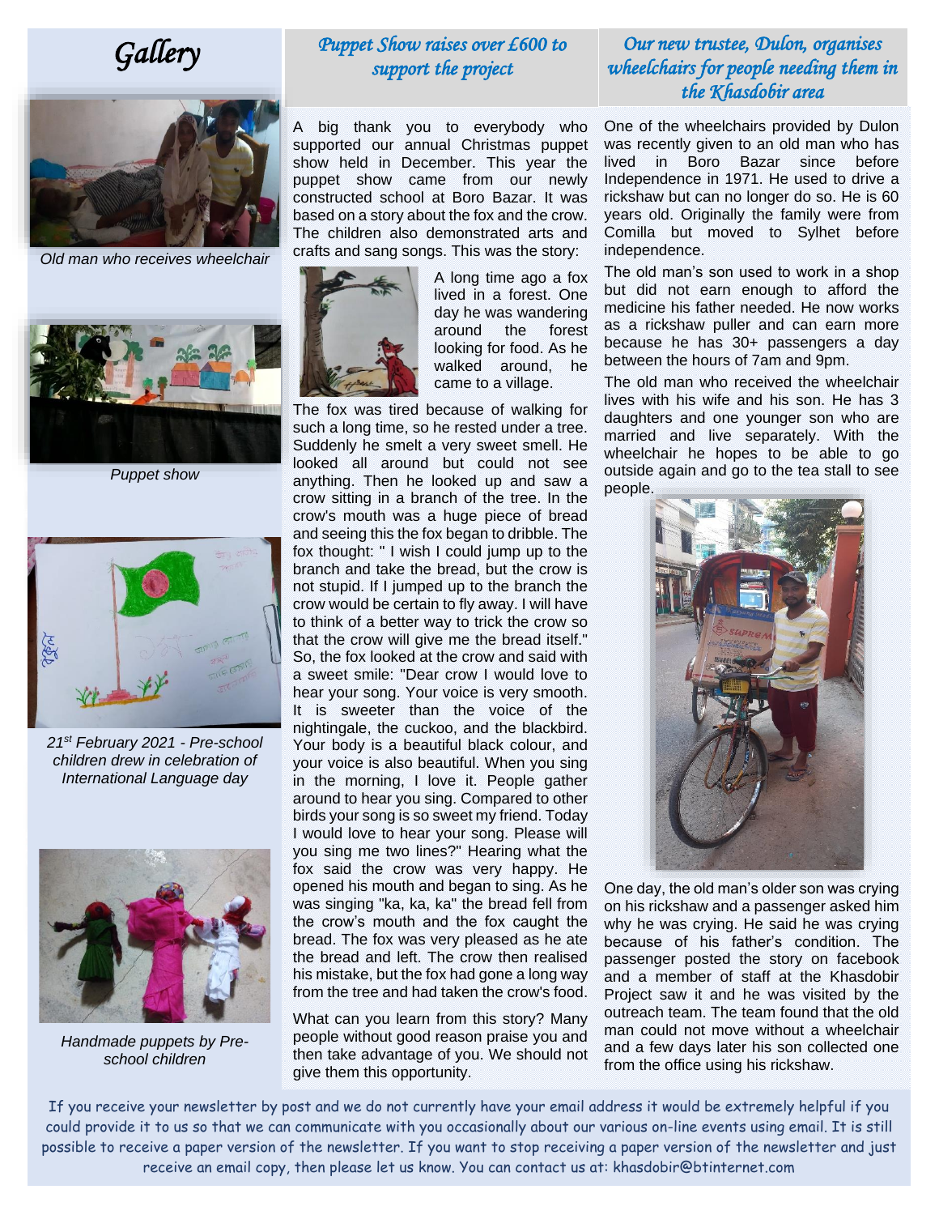# Gallery

Old man who receives wheelchair

Puppet show

21st February 2021 - Pre-school children drew in celebration of International Language day

Handmade puppets by Pre-school children

## Puppet Show raises over £600 to support the project

A big thank you to everybody who supported our annual Christmas puppet show held in December. This year the puppet show came from our newly constructed school at Boro Bazar. It was based on a story about the fox and the crow. The children also demonstrated arts and crafts and sang songs. This was the story:

A long time ago a fox lived in a forest. One day he was wandering around the forest looking for food. As he walked around, he came to a village.

The fox was tired because of walking for such a long time, so he rested under a tree. Suddenly he smelt a very sweet smell. He looked all around but could not see anything. Then he looked up and saw a crow sitting in a branch of the tree. In the crow's mouth was a huge piece of bread and seeing this the fox began to dribble. The fox thought: " I wish I could jump up to the branch and take the bread, but the crow is not stupid. If I jumped up to the branch the crow would be certain to fly away. I will have to think of a better way to trick the crow so that the crow will give me the bread itself." So, the fox looked at the crow and said with a sweet smile: "Dear crow I would love to hear your song. Your voice is very smooth. It is sweeter than the voice of the nightingale, the cuckoo, and the blackbird. Your body is a beautiful black colour, and your voice is also beautiful. When you sing in the morning, I love it. People gather around to hear you sing. Compared to other birds your song is so sweet my friend. Today I would love to hear your song. Please will you sing me two lines?" Hearing what the fox said the crow was very happy. He opened his mouth and began to sing. As he was singing "ka, ka, ka" the bread fell from the crow's mouth and the fox caught the bread. The fox was very pleased as he ate the bread and left. The crow then realised his mistake, but the fox had gone a long way from the tree and had taken the crow's food.

What can you learn from this story? Many people without good reason praise you and then take advantage of you. We should not give them this opportunity.

## Our new trustee, Dulon, organises wheelchairs for people needing them in the Khasdobir area

One of the wheelchairs provided by Dulon was recently given to an old man who has lived in Boro Bazar since before Independence in 1971. He used to drive a rickshaw but can no longer do so. He is 60 years old. Originally the family were from Comilla but moved to Sylhet before independence.

The old man's son used to work in a shop but did not earn enough to afford the medicine his father needed. He now works as a rickshaw puller and can earn more because he has 30+ passengers a day between the hours of 7am and 9pm.

The old man who received the wheelchair lives with his wife and his son. He has 3 daughters and one younger son who are married and live separately. With the wheelchair he hopes to be able to go outside again and go to the tea stall to see people.

One day, the old man's older son was crying on his rickshaw and a passenger asked him why he was crying. He said he was crying because of his father's condition. The passenger posted the story on facebook and a member of staff at the Khasdobir Project saw it and he was visited by the outreach team. The team found that the old man could not move without a wheelchair and a few days later his son collected one from the office using his rickshaw.

If you receive your newsletter by post and we do not currently have your email address it would be extremely helpful if you could provide it to us so that we can communicate with you occasionally about our various on-line events using email. It is still possible to receive a paper version of the newsletter. If you want to stop receiving a paper version of the newsletter and just receive an email copy, then please let us know. You can contact us at: khasdobir@btinternet.com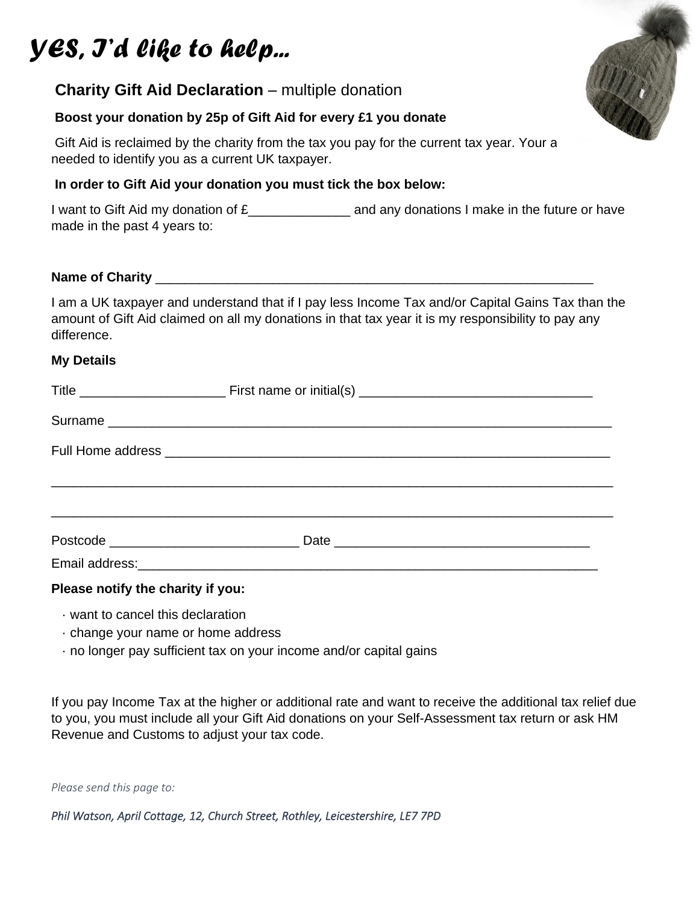# *YES, I'd like to help...*

## **Charity Gift Aid Declaration** – multiple donation

**Boost your donation by 25p of Gift Aid for every £1 you donate**

Gift Aid is reclaimed by the charity from the tax you pay for the current tax year. Your a needed to identify you as a current UK taxpayer.

**In order to Gift Aid your donation you must tick the box below:**

I want to Gift Aid my donation of £______________ and any donations I make in the future or have made in the past 4 years to:

**Name of Charity** ____________________________________________________________

I am a UK taxpayer and understand that if I pay less Income Tax and/or Capital Gains Tax than the amount of Gift Aid claimed on all my donations in that tax year it is my responsibility to pay any difference.

**My Details**

Title ____________________ First name or initial(s) ________________________________

Surname ______________________________________________________________________

Full Home address _____________________________________________________________

_______________________________________________________________________________

_______________________________________________________________________________

Postcode __________________________ Date ___________________________________

Email address:_________________________________________________________________

**Please notify the charity if you:**

- want to cancel this declaration
- change your name or home address
- no longer pay sufficient tax on your income and/or capital gains

If you pay Income Tax at the higher or additional rate and want to receive the additional tax relief due to you, you must include all your Gift Aid donations on your Self-Assessment tax return or ask HM Revenue and Customs to adjust your tax code.

*Please send this page to:*

***Phil Watson, April Cottage, 12, Church Street, Rothley, Leicestershire, LE7 7PD***